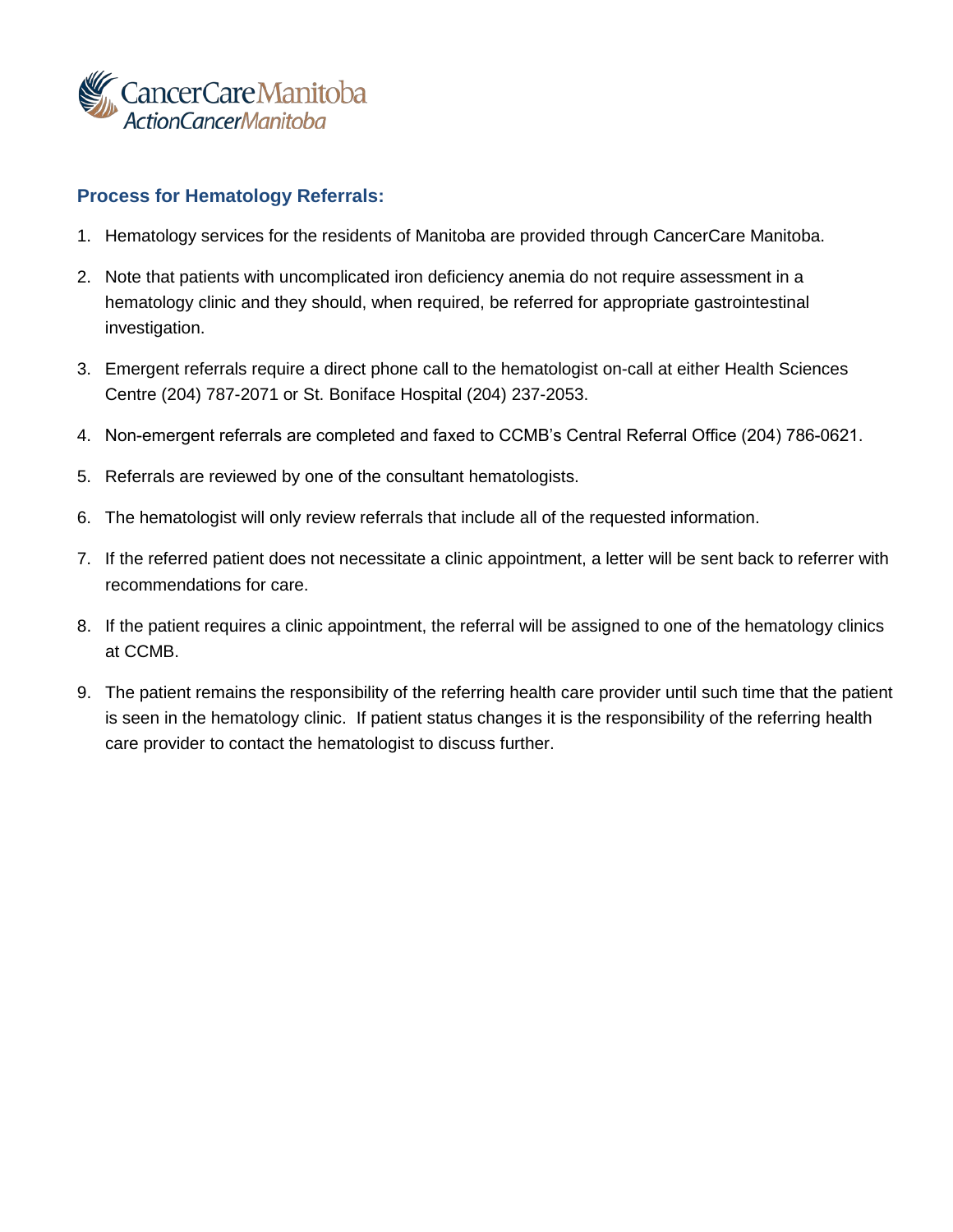CancerCare Manitoba
ActionCancerManitoba

## Process for Hematology Referrals:

1. Hematology services for the residents of Manitoba are provided through CancerCare Manitoba.
2. Note that patients with uncomplicated iron deficiency anemia do not require assessment in a hematology clinic and they should, when required, be referred for appropriate gastrointestinal investigation.
3. Emergent referrals require a direct phone call to the hematologist on-call at either Health Sciences Centre (204) 787-2071 or St. Boniface Hospital (204) 237-2053.
4. Non-emergent referrals are completed and faxed to CCMB's Central Referral Office (204) 786-0621.
5. Referrals are reviewed by one of the consultant hematologists.
6. The hematologist will only review referrals that include all of the requested information.
7. If the referred patient does not necessitate a clinic appointment, a letter will be sent back to referrer with recommendations for care.
8. If the patient requires a clinic appointment, the referral will be assigned to one of the hematology clinics at CCMB.
9. The patient remains the responsibility of the referring health care provider until such time that the patient is seen in the hematology clinic. If patient status changes it is the responsibility of the referring health care provider to contact the hematologist to discuss further.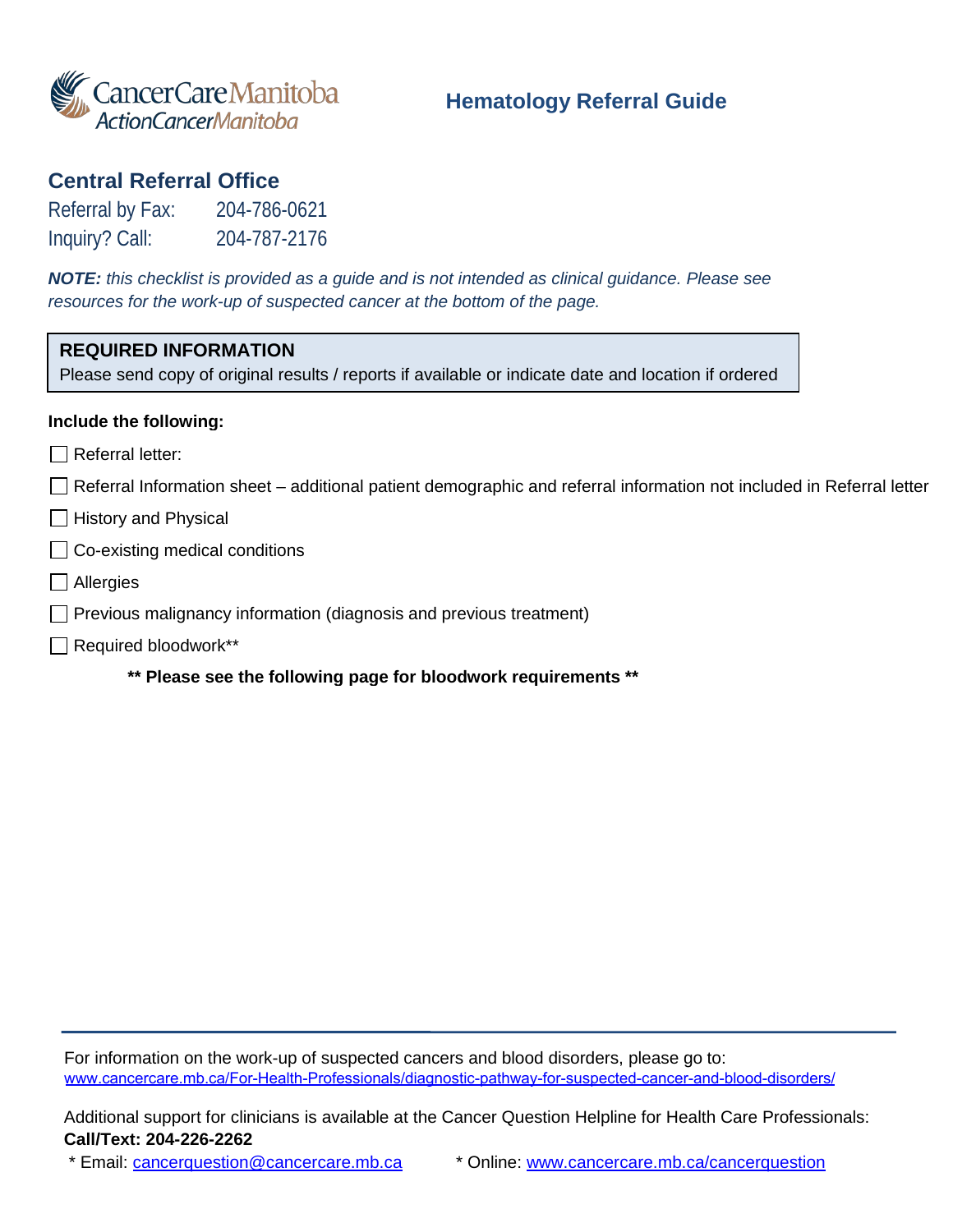CancerCare Manitoba
ActionCancerManitoba

# Hematology Referral Guide

## Central Referral Office

Referral by Fax: 204-786-0621

Inquiry? Call: 204-787-2176

***NOTE:*** *this checklist is provided as a guide and is not intended as clinical guidance. Please see resources for the work-up of suspected cancer at the bottom of the page.*

**REQUIRED INFORMATION**

Please send copy of original results / reports if available or indicate date and location if ordered

**Include the following:**

- ☐ Referral letter:
- ☐ Referral Information sheet – additional patient demographic and referral information not included in Referral letter
- ☐ History and Physical
- ☐ Co-existing medical conditions
- ☐ Allergies
- ☐ Previous malignancy information (diagnosis and previous treatment)
- ☐ Required bloodwork**

**** Please see the following page for bloodwork requirements ****

For information on the work-up of suspected cancers and blood disorders, please go to:
www.cancercare.mb.ca/For-Health-Professionals/diagnostic-pathway-for-suspected-cancer-and-blood-disorders/

Additional support for clinicians is available at the Cancer Question Helpline for Health Care Professionals:
**Call/Text: 204-226-2262**

\* Email: cancerquestion@cancercare.mb.ca    \* Online: www.cancercare.mb.ca/cancerquestion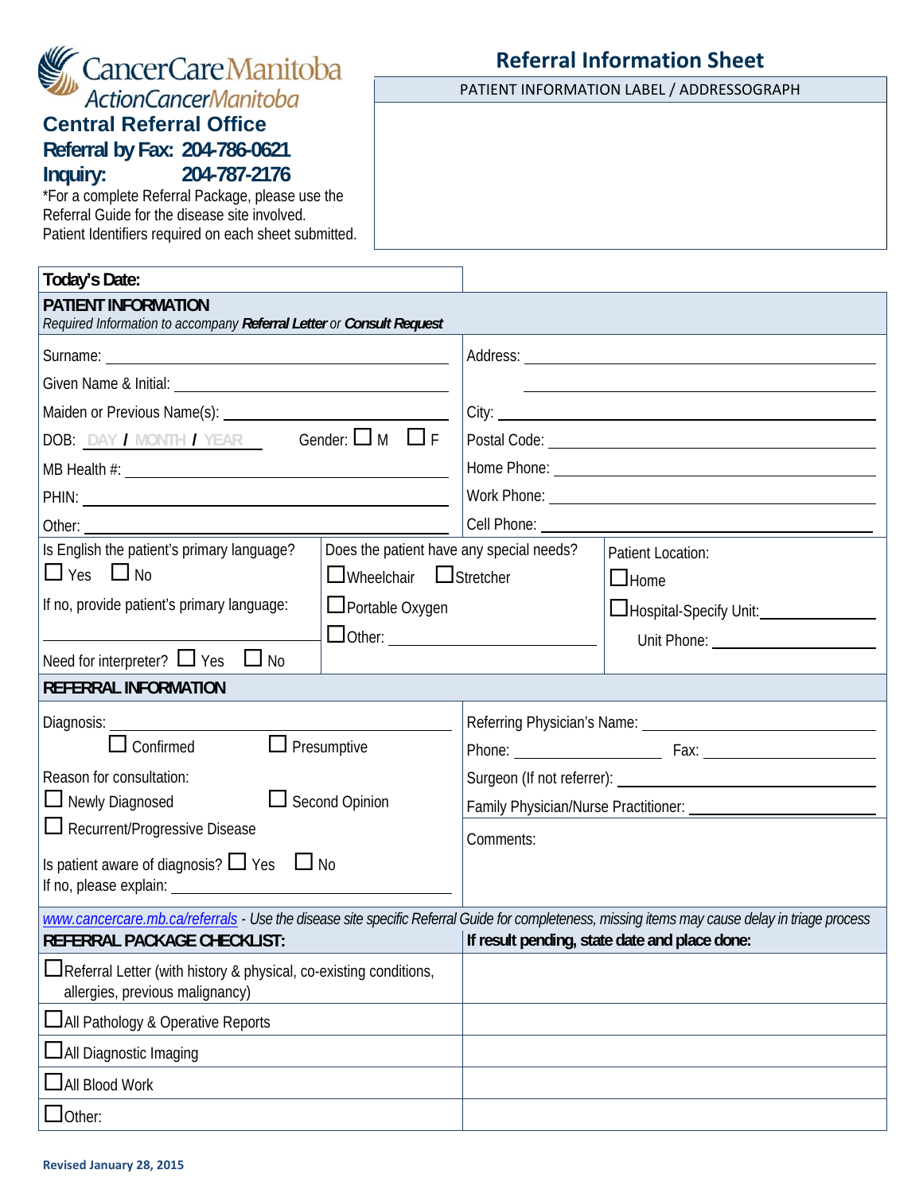CancerCare Manitoba
ActionCancerManitoba

**Central Referral Office**

**Referral by Fax: 204-786-0621**

**Inquiry: 204-787-2176**

*For a complete Referral Package, please use the Referral Guide for the disease site involved. Patient Identifiers required on each sheet submitted.

# Referral Information Sheet

PATIENT INFORMATION LABEL / ADDRESSOGRAPH

**Today's Date:**

## PATIENT INFORMATION

*Required Information to accompany **Referral Letter** or **Consult Request***

Surname: ______________________

Given Name & Initial: ______________________

Maiden or Previous Name(s): ______________________

DOB: DAY / MONTH / YEAR  Gender: ☐ M ☐ F

MB Health #: ______________________

PHIN: ______________________

Other: ______________________

Address: ______________________

City: ______________________

Postal Code: ______________________

Home Phone: ______________________

Work Phone: ______________________

Cell Phone: ______________________

Is English the patient's primary language? ☐ Yes ☐ No

If no, provide patient's primary language: ______________________

Need for interpreter? ☐ Yes ☐ No

Does the patient have any special needs?

☐ Wheelchair ☐ Stretcher

☐ Portable Oxygen

☐ Other: ______________________

Patient Location:

☐ Home

☐ Hospital-Specify Unit: ______________________

Unit Phone: ______________________

## REFERRAL INFORMATION

Diagnosis: ______________________

☐ Confirmed ☐ Presumptive

Reason for consultation:

☐ Newly Diagnosed ☐ Second Opinion

☐ Recurrent/Progressive Disease

Is patient aware of diagnosis? ☐ Yes ☐ No

If no, please explain: ______________________

Referring Physician's Name: ______________________

Phone: ______________________ Fax: ______________________

Surgeon (If not referrer): ______________________

Family Physician/Nurse Practitioner: ______________________

Comments:

*www.cancercare.mb.ca/referrals - Use the disease site specific Referral Guide for completeness, missing items may cause delay in triage process*

| REFERRAL PACKAGE CHECKLIST: | If result pending, state date and place done: |
|---|---|
| ☐ Referral Letter (with history & physical, co-existing conditions, allergies, previous malignancy) | |
| ☐ All Pathology & Operative Reports | |
| ☐ All Diagnostic Imaging | |
| ☐ All Blood Work | |
| ☐ Other: | |

Revised January 28, 2015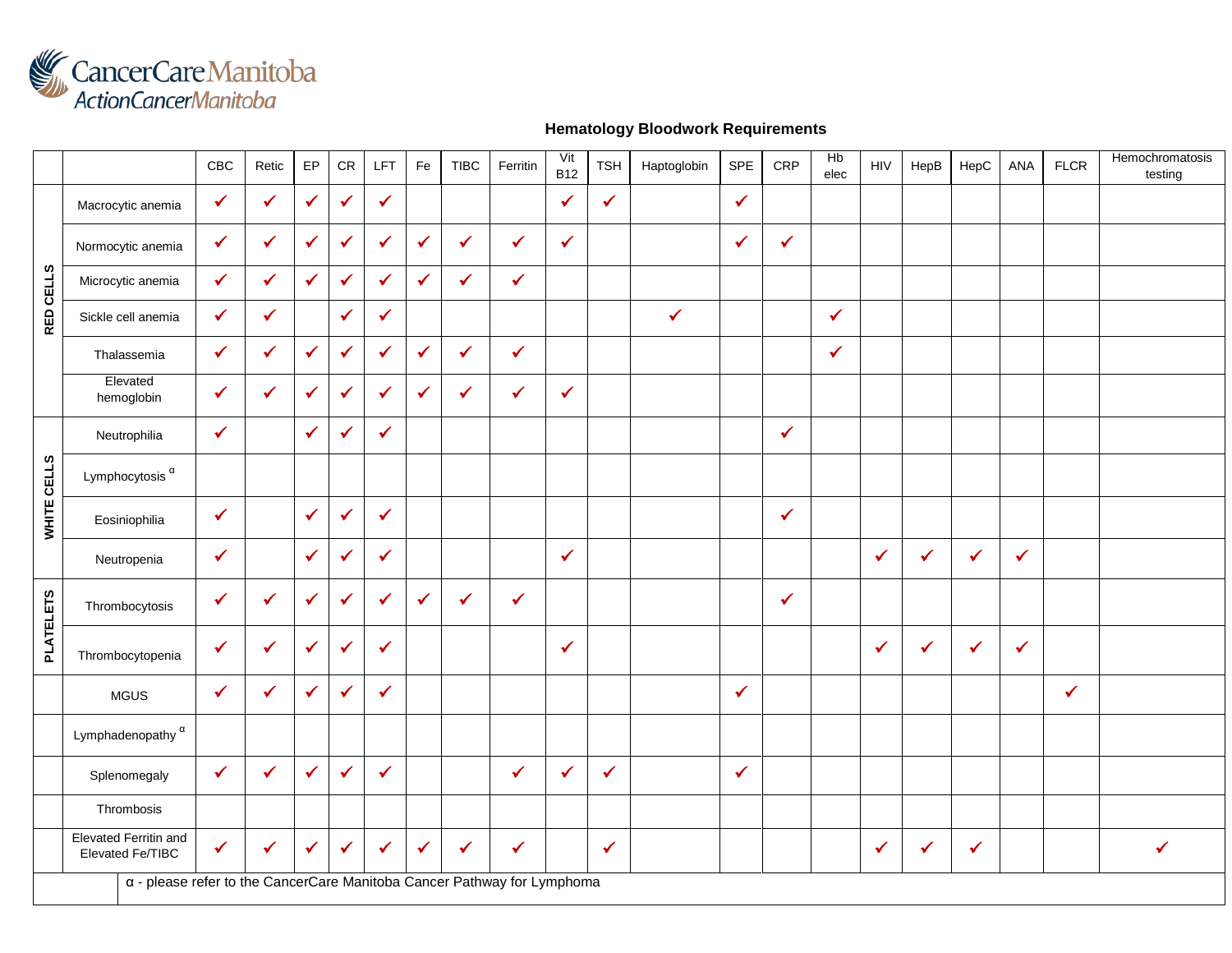CancerCare Manitoba
ActionCancerManitoba

**Hematology Bloodwork Requirements**

| | | CBC | Retic | EP | CR | LFT | Fe | TIBC | Ferritin | Vit B12 | TSH | Haptoglobin | SPE | CRP | Hb elec | HIV | HepB | HepC | ANA | FLCR | Hemochromatosis testing |
|---|---|---|---|---|---|---|---|---|---|---|---|---|---|---|---|---|---|---|---|---|---|
| RED CELLS | Macrocytic anemia | ✓ | ✓ | ✓ | ✓ | ✓ | | | | ✓ | ✓ | | ✓ | | | | | | | | |
| | Normocytic anemia | ✓ | ✓ | ✓ | ✓ | ✓ | ✓ | ✓ | ✓ | ✓ | | | ✓ | ✓ | | | | | | | |
| | Microcytic anemia | ✓ | ✓ | ✓ | ✓ | ✓ | ✓ | ✓ | ✓ | | | | | | | | | | | | |
| | Sickle cell anemia | ✓ | ✓ | | ✓ | ✓ | | | | | | ✓ | | | ✓ | | | | | | |
| | Thalassemia | ✓ | ✓ | ✓ | ✓ | ✓ | ✓ | ✓ | ✓ | | | | | | ✓ | | | | | | |
| | Elevated hemoglobin | ✓ | ✓ | ✓ | ✓ | ✓ | ✓ | ✓ | ✓ | ✓ | | | | | | | | | | | |
| WHITE CELLS | Neutrophilia | ✓ | | ✓ | ✓ | ✓ | | | | | | | | ✓ | | | | | | | |
| | Lymphocytosis α | | | | | | | | | | | | | | | | | | | | |
| | Eosiniophilia | ✓ | | ✓ | ✓ | ✓ | | | | | | | | ✓ | | | | | | | |
| | Neutropenia | ✓ | | ✓ | ✓ | ✓ | | | | ✓ | | | | | | ✓ | ✓ | ✓ | ✓ | | |
| PLATELETS | Thrombocytosis | ✓ | ✓ | ✓ | ✓ | ✓ | ✓ | ✓ | ✓ | | | | | ✓ | | | | | | | |
| | Thrombocytopenia | ✓ | ✓ | ✓ | ✓ | ✓ | | | | ✓ | | | | | | ✓ | ✓ | ✓ | ✓ | | |
| | MGUS | ✓ | ✓ | ✓ | ✓ | ✓ | | | | | | | ✓ | | | | | | | ✓ | |
| | Lymphadenopathy α | | | | | | | | | | | | | | | | | | | | |
| | Splenomegaly | ✓ | ✓ | ✓ | ✓ | ✓ | | | ✓ | ✓ | ✓ | | ✓ | | | | | | | | |
| | Thrombosis | | | | | | | | | | | | | | | | | | | | |
| | Elevated Ferritin and Elevated Fe/TIBC | ✓ | ✓ | ✓ | ✓ | ✓ | ✓ | ✓ | ✓ | | ✓ | | | | | ✓ | ✓ | ✓ | | | ✓ |

α - please refer to the CancerCare Manitoba Cancer Pathway for Lymphoma